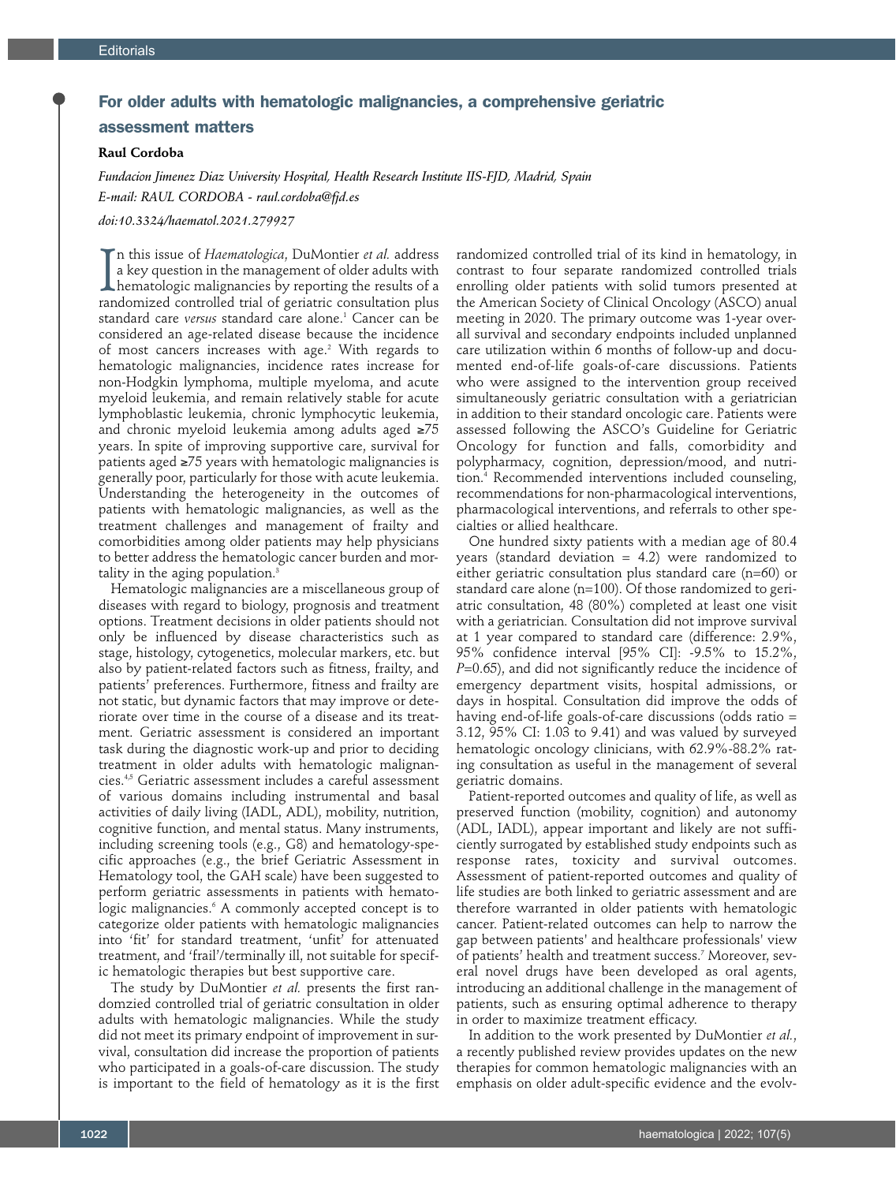# For older adults with hematologic malignancies, a comprehensive geriatric assessment matters

**Raul Cordoba**

*Fundacion Jimenez Diaz University Hospital, Health Research Institute IIS-FJD, Madrid, Spain*
*E-mail: RAUL CORDOBA - raul.cordoba@fjd.es*

*doi:10.3324/haematol.2021.279927*

In this issue of *Haematologica*, DuMontier *et al.* address a key question in the management of older adults with hematologic malignancies by reporting the results of a randomized controlled trial of geriatric consultation plus standard care *versus* standard care alone.[1] Cancer can be considered an age-related disease because the incidence of most cancers increases with age.[2] With regards to hematologic malignancies, incidence rates increase for non-Hodgkin lymphoma, multiple myeloma, and acute myeloid leukemia, and remain relatively stable for acute lymphoblastic leukemia, chronic lymphocytic leukemia, and chronic myeloid leukemia among adults aged ≥75 years. In spite of improving supportive care, survival for patients aged ≥75 years with hematologic malignancies is generally poor, particularly for those with acute leukemia. Understanding the heterogeneity in the outcomes of patients with hematologic malignancies, as well as the treatment challenges and management of frailty and comorbidities among older patients may help physicians to better address the hematologic cancer burden and mortality in the aging population.[3]

Hematologic malignancies are a miscellaneous group of diseases with regard to biology, prognosis and treatment options. Treatment decisions in older patients should not only be influenced by disease characteristics such as stage, histology, cytogenetics, molecular markers, etc. but also by patient-related factors such as fitness, frailty, and patients' preferences. Furthermore, fitness and frailty are not static, but dynamic factors that may improve or deteriorate over time in the course of a disease and its treatment. Geriatric assessment is considered an important task during the diagnostic work-up and prior to deciding treatment in older adults with hematologic malignancies.[4,5] Geriatric assessment includes a careful assessment of various domains including instrumental and basal activities of daily living (IADL, ADL), mobility, nutrition, cognitive function, and mental status. Many instruments, including screening tools (e.g., G8) and hematology-specific approaches (e.g., the brief Geriatric Assessment in Hematology tool, the GAH scale) have been suggested to perform geriatric assessments in patients with hematologic malignancies.[6] A commonly accepted concept is to categorize older patients with hematologic malignancies into 'fit' for standard treatment, 'unfit' for attenuated treatment, and 'frail'/terminally ill, not suitable for specific hematologic therapies but best supportive care.

The study by DuMontier *et al.* presents the first randomzied controlled trial of geriatric consultation in older adults with hematologic malignancies. While the study did not meet its primary endpoint of improvement in survival, consultation did increase the proportion of patients who participated in a goals-of-care discussion. The study is important to the field of hematology as it is the first randomized controlled trial of its kind in hematology, in contrast to four separate randomized controlled trials enrolling older patients with solid tumors presented at the American Society of Clinical Oncology (ASCO) anual meeting in 2020. The primary outcome was 1-year overall survival and secondary endpoints included unplanned care utilization within 6 months of follow-up and documented end-of-life goals-of-care discussions. Patients who were assigned to the intervention group received simultaneously geriatric consultation with a geriatrician in addition to their standard oncologic care. Patients were assessed following the ASCO's Guideline for Geriatric Oncology for function and falls, comorbidity and polypharmacy, cognition, depression/mood, and nutrition.[4] Recommended interventions included counseling, recommendations for non-pharmacological interventions, pharmacological interventions, and referrals to other specialties or allied healthcare.

One hundred sixty patients with a median age of 80.4 years (standard deviation = 4.2) were randomized to either geriatric consultation plus standard care (n=60) or standard care alone (n=100). Of those randomized to geriatric consultation, 48 (80%) completed at least one visit with a geriatrician. Consultation did not improve survival at 1 year compared to standard care (difference: 2.9%, 95% confidence interval [95% CI]: -9.5% to 15.2%, *P*=0.65), and did not significantly reduce the incidence of emergency department visits, hospital admissions, or days in hospital. Consultation did improve the odds of having end-of-life goals-of-care discussions (odds ratio = 3.12, 95% CI: 1.03 to 9.41) and was valued by surveyed hematologic oncology clinicians, with 62.9%-88.2% rating consultation as useful in the management of several geriatric domains.

Patient-reported outcomes and quality of life, as well as preserved function (mobility, cognition) and autonomy (ADL, IADL), appear important and likely are not sufficiently surrogated by established study endpoints such as response rates, toxicity and survival outcomes. Assessment of patient-reported outcomes and quality of life studies are both linked to geriatric assessment and are therefore warranted in older patients with hematologic cancer. Patient-related outcomes can help to narrow the gap between patients' and healthcare professionals' view of patients' health and treatment success.[7] Moreover, several novel drugs have been developed as oral agents, introducing an additional challenge in the management of patients, such as ensuring optimal adherence to therapy in order to maximize treatment efficacy.

In addition to the work presented by DuMontier *et al.*, a recently published review provides updates on the new therapies for common hematologic malignancies with an emphasis on older adult-specific evidence and the evolv-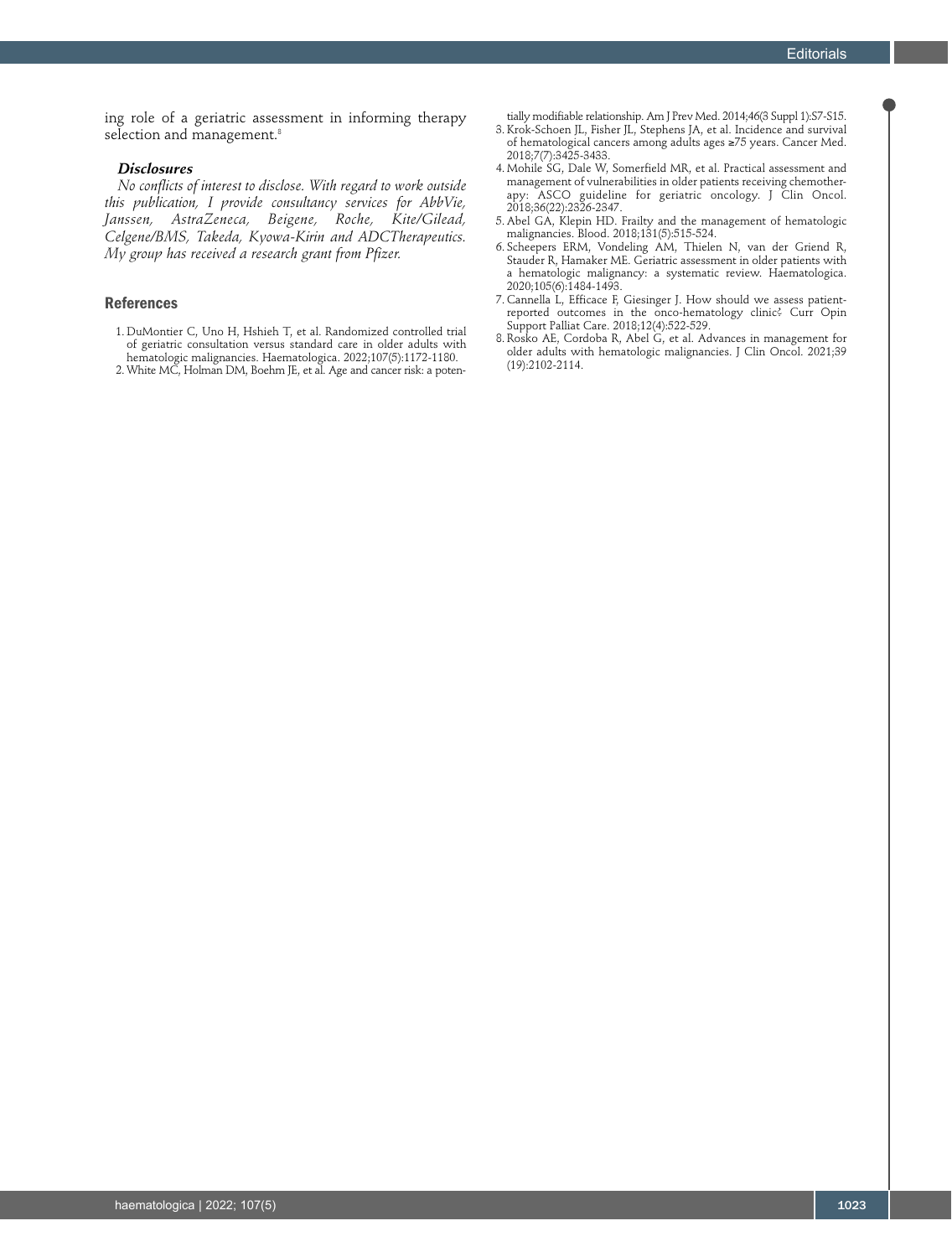ing role of a geriatric assessment in informing therapy selection and management.[8]

### *Disclosures*

*No conflicts of interest to disclose. With regard to work outside this publication, I provide consultancy services for AbbVie, Janssen, AstraZeneca, Beigene, Roche, Kite/Gilead, Celgene/BMS, Takeda, Kyowa-Kirin and ADCTherapeutics. My group has received a research grant from Pfizer.*

## References

1. DuMontier C, Uno H, Hshieh T, et al. Randomized controlled trial of geriatric consultation versus standard care in older adults with hematologic malignancies. Haematologica. 2022;107(5):1172-1180.
2. White MC, Holman DM, Boehm JE, et al. Age and cancer risk: a potentially modifiable relationship. Am J Prev Med. 2014;46(3 Suppl 1):S7-S15.
3. Krok-Schoen JL, Fisher JL, Stephens JA, et al. Incidence and survival of hematological cancers among adults ages ≥75 years. Cancer Med. 2018;7(7):3425-3433.
4. Mohile SG, Dale W, Somerfield MR, et al. Practical assessment and management of vulnerabilities in older patients receiving chemotherapy: ASCO guideline for geriatric oncology. J Clin Oncol. 2018;36(22):2326-2347.
5. Abel GA, Klepin HD. Frailty and the management of hematologic malignancies. Blood. 2018;131(5):515-524.
6. Scheepers ERM, Vondeling AM, Thielen N, van der Griend R, Stauder R, Hamaker ME. Geriatric assessment in older patients with a hematologic malignancy: a systematic review. Haematologica. 2020;105(6):1484-1493.
7. Cannella L, Efficace F, Giesinger J. How should we assess patient-reported outcomes in the onco-hematology clinic? Curr Opin Support Palliat Care. 2018;12(4):522-529.
8. Rosko AE, Cordoba R, Abel G, et al. Advances in management for older adults with hematologic malignancies. J Clin Oncol. 2021;39(19):2102-2114.